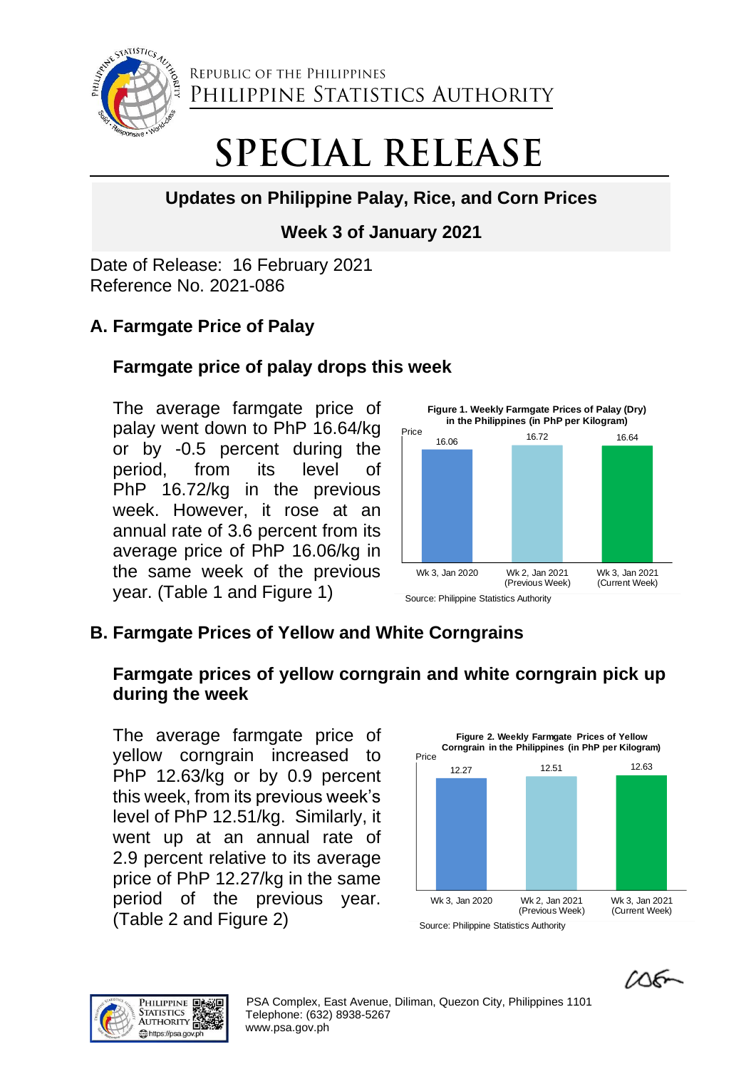REPUBLIC OF THE PHILIPPINES
PHILIPPINE STATISTICS AUTHORITY

# SPECIAL RELEASE

## Updates on Philippine Palay, Rice, and Corn Prices

## Week 3 of January 2021

Date of Release: 16 February 2021
Reference No. 2021-086

## A. Farmgate Price of Palay

### Farmgate price of palay drops this week

The average farmgate price of palay went down to PhP 16.64/kg or by -0.5 percent during the period, from its level of PhP 16.72/kg in the previous week. However, it rose at an annual rate of 3.6 percent from its average price of PhP 16.06/kg in the same week of the previous year. (Table 1 and Figure 1)

**Figure 1. Weekly Farmgate Prices of Palay (Dry) in the Philippines (in PhP per Kilogram)**

| | Wk 3, Jan 2020 | Wk 2, Jan 2021 (Previous Week) | Wk 3, Jan 2021 (Current Week) |
|---|---|---|---|
| Price | 16.06 | 16.72 | 16.64 |

Source: Philippine Statistics Authority

## B. Farmgate Prices of Yellow and White Corngrains

### Farmgate prices of yellow corngrain and white corngrain pick up during the week

The average farmgate price of yellow corngrain increased to PhP 12.63/kg or by 0.9 percent this week, from its previous week's level of PhP 12.51/kg. Similarly, it went up at an annual rate of 2.9 percent relative to its average price of PhP 12.27/kg in the same period of the previous year. (Table 2 and Figure 2)

**Figure 2. Weekly Farmgate Prices of Yellow Corngrain in the Philippines (in PhP per Kilogram)**

| | Wk 3, Jan 2020 | Wk 2, Jan 2021 (Previous Week) | Wk 3, Jan 2021 (Current Week) |
|---|---|---|---|
| Price | 12.27 | 12.51 | 12.63 |

Source: Philippine Statistics Authority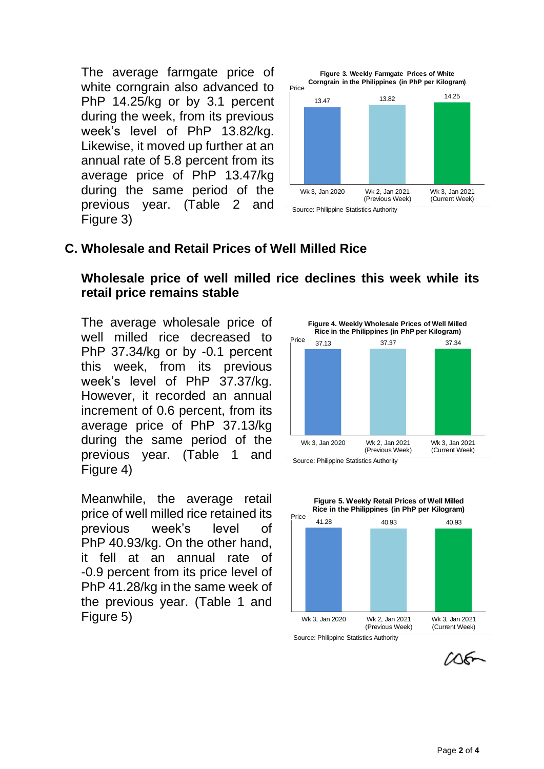The average farmgate price of white corngrain also advanced to PhP 14.25/kg or by 3.1 percent during the week, from its previous week's level of PhP 13.82/kg. Likewise, it moved up further at an annual rate of 5.8 percent from its average price of PhP 13.47/kg during the same period of the previous year. (Table 2 and Figure 3)

**Figure 3. Weekly Farmgate Prices of White Corngrain in the Philippines (in PhP per Kilogram)**

| | Wk 3, Jan 2020 | Wk 2, Jan 2021 (Previous Week) | Wk 3, Jan 2021 (Current Week) |
|---|---|---|---|
| Price | 13.47 | 13.82 | 14.25 |

Source: Philippine Statistics Authority

## C. Wholesale and Retail Prices of Well Milled Rice

### Wholesale price of well milled rice declines this week while its retail price remains stable

The average wholesale price of well milled rice decreased to PhP 37.34/kg or by -0.1 percent this week, from its previous week's level of PhP 37.37/kg. However, it recorded an annual increment of 0.6 percent, from its average price of PhP 37.13/kg during the same period of the previous year. (Table 1 and Figure 4)

**Figure 4. Weekly Wholesale Prices of Well Milled Rice in the Philippines (in PhP per Kilogram)**

| | Wk 3, Jan 2020 | Wk 2, Jan 2021 (Previous Week) | Wk 3, Jan 2021 (Current Week) |
|---|---|---|---|
| Price | 37.13 | 37.37 | 37.34 |

Source: Philippine Statistics Authority

Meanwhile, the average retail price of well milled rice retained its previous week's level of PhP 40.93/kg. On the other hand, it fell at an annual rate of -0.9 percent from its price level of PhP 41.28/kg in the same week of the previous year. (Table 1 and Figure 5)

**Figure 5. Weekly Retail Prices of Well Milled Rice in the Philippines (in PhP per Kilogram)**

| | Wk 3, Jan 2020 | Wk 2, Jan 2021 (Previous Week) | Wk 3, Jan 2021 (Current Week) |
|---|---|---|---|
| Price | 41.28 | 40.93 | 40.93 |

Source: Philippine Statistics Authority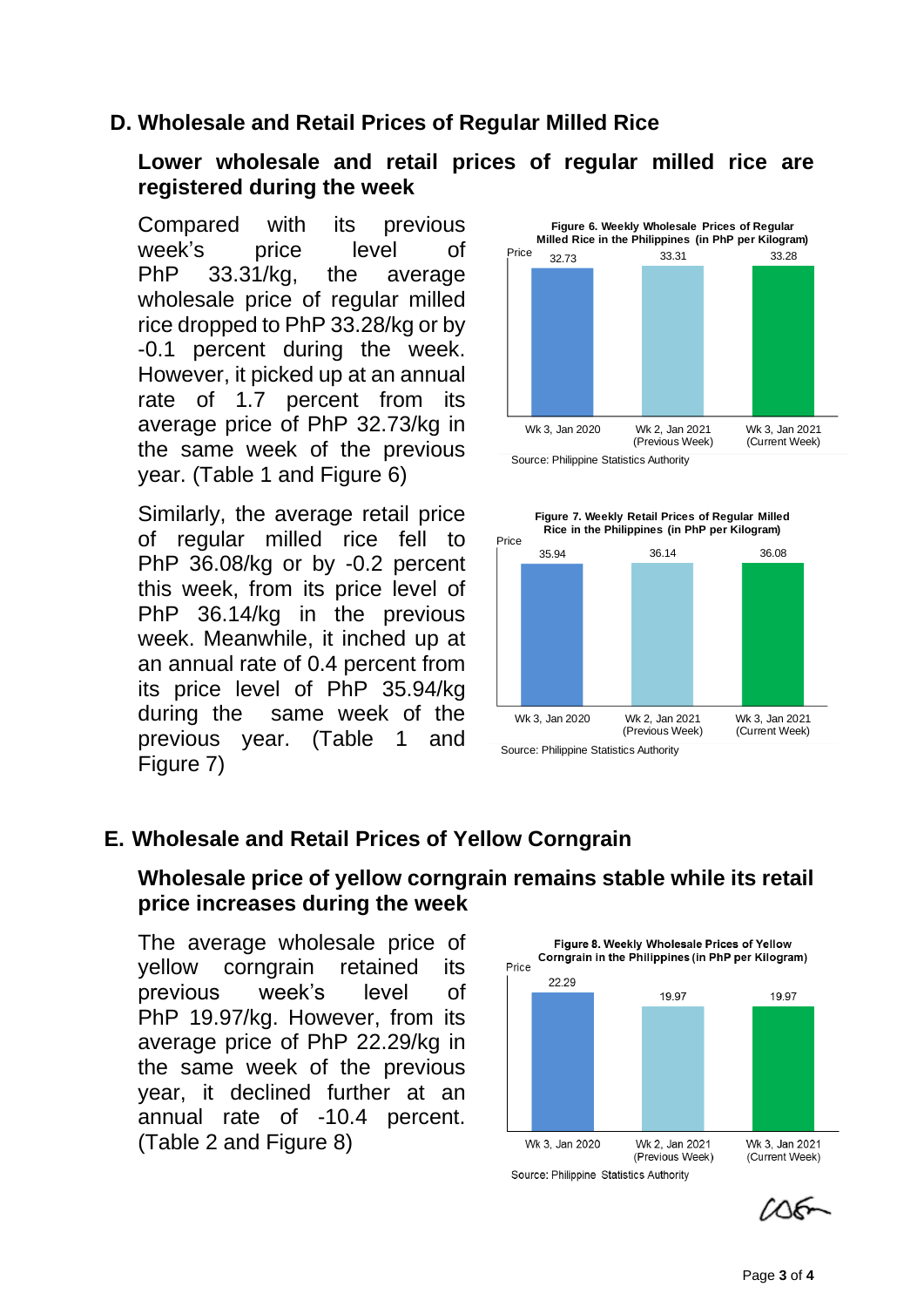## D. Wholesale and Retail Prices of Regular Milled Rice

### Lower wholesale and retail prices of regular milled rice are registered during the week

Compared with its previous week's price level of PhP 33.31/kg, the average wholesale price of regular milled rice dropped to PhP 33.28/kg or by -0.1 percent during the week. However, it picked up at an annual rate of 1.7 percent from its average price of PhP 32.73/kg in the same week of the previous year. (Table 1 and Figure 6)

**Figure 6. Weekly Wholesale Prices of Regular Milled Rice in the Philippines (in PhP per Kilogram)**

| | Wk 3, Jan 2020 | Wk 2, Jan 2021 (Previous Week) | Wk 3, Jan 2021 (Current Week) |
|---|---|---|---|
| Price | 32.73 | 33.31 | 33.28 |

Source: Philippine Statistics Authority

Similarly, the average retail price of regular milled rice fell to PhP 36.08/kg or by -0.2 percent this week, from its price level of PhP 36.14/kg in the previous week. Meanwhile, it inched up at an annual rate of 0.4 percent from its price level of PhP 35.94/kg during the same week of the previous year. (Table 1 and Figure 7)

**Figure 7. Weekly Retail Prices of Regular Milled Rice in the Philippines (in PhP per Kilogram)**

| | Wk 3, Jan 2020 | Wk 2, Jan 2021 (Previous Week) | Wk 3, Jan 2021 (Current Week) |
|---|---|---|---|
| Price | 35.94 | 36.14 | 36.08 |

Source: Philippine Statistics Authority

## E. Wholesale and Retail Prices of Yellow Corngrain

### Wholesale price of yellow corngrain remains stable while its retail price increases during the week

The average wholesale price of yellow corngrain retained its previous week's level of PhP 19.97/kg. However, from its average price of PhP 22.29/kg in the same week of the previous year, it declined further at an annual rate of -10.4 percent. (Table 2 and Figure 8)

**Figure 8. Weekly Wholesale Prices of Yellow Corngrain in the Philippines (in PhP per Kilogram)**

| | Wk 3, Jan 2020 | Wk 2, Jan 2021 (Previous Week) | Wk 3, Jan 2021 (Current Week) |
|---|---|---|---|
| Price | 22.29 | 19.97 | 19.97 |

Source: Philippine Statistics Authority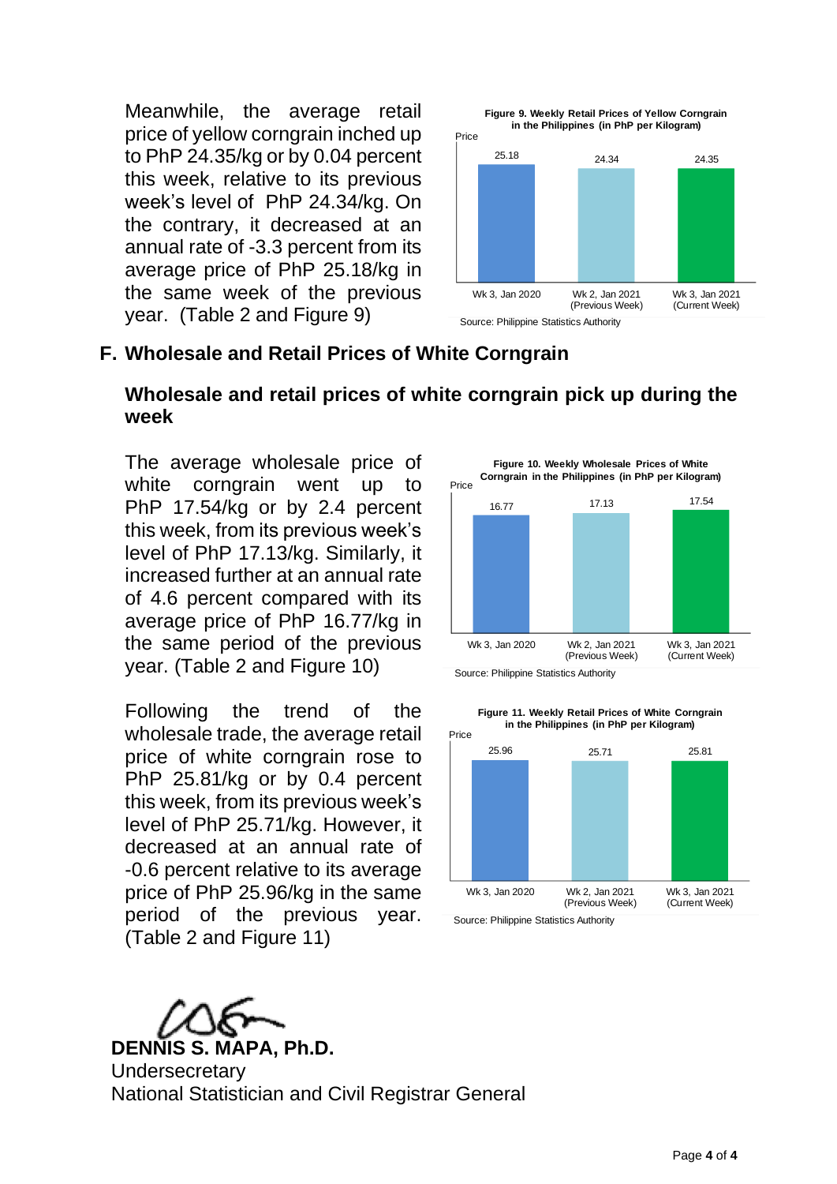Meanwhile, the average retail price of yellow corngrain inched up to PhP 24.35/kg or by 0.04 percent this week, relative to its previous week's level of PhP 24.34/kg. On the contrary, it decreased at an annual rate of -3.3 percent from its average price of PhP 25.18/kg in the same week of the previous year. (Table 2 and Figure 9)

**Figure 9. Weekly Retail Prices of Yellow Corngrain in the Philippines (in PhP per Kilogram)**

Price

25.18
24.34
24.35

Wk 3, Jan 2020
Wk 2, Jan 2021 (Previous Week)
Wk 3, Jan 2021 (Current Week)

Source: Philippine Statistics Authority

## F. Wholesale and Retail Prices of White Corngrain

### Wholesale and retail prices of white corngrain pick up during the week

The average wholesale price of white corngrain went up to PhP 17.54/kg or by 2.4 percent this week, from its previous week's level of PhP 17.13/kg. Similarly, it increased further at an annual rate of 4.6 percent compared with its average price of PhP 16.77/kg in the same period of the previous year. (Table 2 and Figure 10)

**Figure 10. Weekly Wholesale Prices of White Corngrain in the Philippines (in PhP per Kilogram)**

Price

16.77
17.13
17.54

Wk 3, Jan 2020
Wk 2, Jan 2021 (Previous Week)
Wk 3, Jan 2021 (Current Week)

Source: Philippine Statistics Authority

Following the trend of the wholesale trade, the average retail price of white corngrain rose to PhP 25.81/kg or by 0.4 percent this week, from its previous week's level of PhP 25.71/kg. However, it decreased at an annual rate of -0.6 percent relative to its average price of PhP 25.96/kg in the same period of the previous year. (Table 2 and Figure 11)

**Figure 11. Weekly Retail Prices of White Corngrain in the Philippines (in PhP per Kilogram)**

Price

25.96
25.71
25.81

Wk 3, Jan 2020
Wk 2, Jan 2021 (Previous Week)
Wk 3, Jan 2021 (Current Week)

Source: Philippine Statistics Authority

**DENNIS S. MAPA, Ph.D.**
Undersecretary
National Statistician and Civil Registrar General